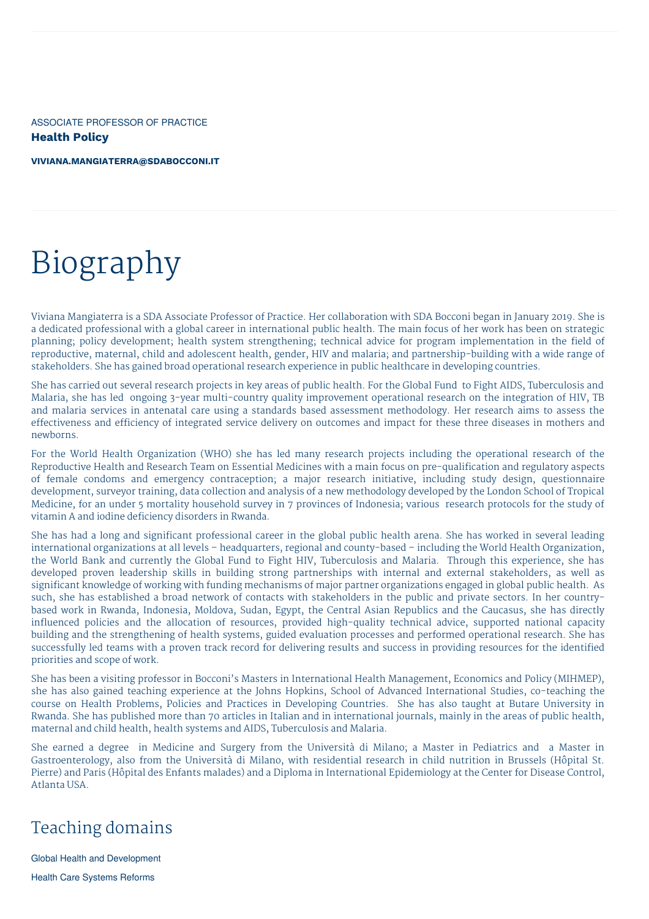ASSOCIATE PROFESSOR OF PRACTICE

**Health Policy**

**VIVIANA.MANGIATERRA@SDABOCCONI.IT**

# Biography

Viviana Mangiaterra is a SDA Associate Professor of Practice. Her collaboration with SDA Bocconi began in January 2019. She is a dedicated professional with a global career in international public health. The main focus of her work has been on strategic planning; policy development; health system strengthening; technical advice for program implementation in the field of reproductive, maternal, child and adolescent health, gender, HIV and malaria; and partnership-building with a wide range of stakeholders. She has gained broad operational research experience in public healthcare in developing countries.

She has carried out several research projects in key areas of public health. For the Global Fund to Fight AIDS, Tuberculosis and Malaria, she has led ongoing 3-year multi-country quality improvement operational research on the integration of HIV, TB and malaria services in antenatal care using a standards based assessment methodology. Her research aims to assess the effectiveness and efficiency of integrated service delivery on outcomes and impact for these three diseases in mothers and newborns.

For the World Health Organization (WHO) she has led many research projects including the operational research of the Reproductive Health and Research Team on Essential Medicines with a main focus on pre-qualification and regulatory aspects of female condoms and emergency contraception; a major research initiative, including study design, questionnaire development, surveyor training, data collection and analysis of a new methodology developed by the London School of Tropical Medicine, for an under 5 mortality household survey in 7 provinces of Indonesia; various research protocols for the study of vitamin A and iodine deficiency disorders in Rwanda.

She has had a long and significant professional career in the global public health arena. She has worked in several leading international organizations at all levels – headquarters, regional and county-based – including the World Health Organization, the World Bank and currently the Global Fund to Fight HIV, Tuberculosis and Malaria. Through this experience, she has developed proven leadership skills in building strong partnerships with internal and external stakeholders, as well as significant knowledge of working with funding mechanisms of major partner organizations engaged in global public health. As such, she has established a broad network of contacts with stakeholders in the public and private sectors. In her country-based work in Rwanda, Indonesia, Moldova, Sudan, Egypt, the Central Asian Republics and the Caucasus, she has directly influenced policies and the allocation of resources, provided high-quality technical advice, supported national capacity building and the strengthening of health systems, guided evaluation processes and performed operational research. She has successfully led teams with a proven track record for delivering results and success in providing resources for the identified priorities and scope of work.

She has been a visiting professor in Bocconi's Masters in International Health Management, Economics and Policy (MIHMEP), she has also gained teaching experience at the Johns Hopkins, School of Advanced International Studies, co-teaching the course on Health Problems, Policies and Practices in Developing Countries. She has also taught at Butare University in Rwanda. She has published more than 70 articles in Italian and in international journals, mainly in the areas of public health, maternal and child health, health systems and AIDS, Tuberculosis and Malaria.

She earned a degree in Medicine and Surgery from the Università di Milano; a Master in Pediatrics and a Master in Gastroenterology, also from the Università di Milano, with residential research in child nutrition in Brussels (Hôpital St. Pierre) and Paris (Hôpital des Enfants malades) and a Diploma in International Epidemiology at the Center for Disease Control, Atlanta USA.

## Teaching domains

Global Health and Development

Health Care Systems Reforms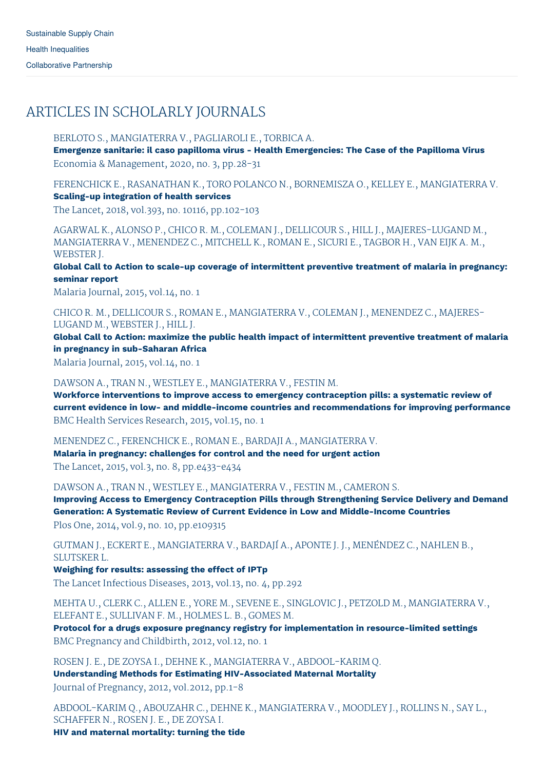Sustainable Supply Chain

Health Inequalities

Collaborative Partnership

# ARTICLES IN SCHOLARLY JOURNALS

BERLOTO S., MANGIATERRA V., PAGLIAROLI E., TORBICA A.
**Emergenze sanitarie: il caso papilloma virus - Health Emergencies: The Case of the Papilloma Virus**
Economia & Management, 2020, no. 3, pp.28-31

FERENCHICK E., RASANATHAN K., TORO POLANCO N., BORNEMISZA O., KELLEY E., MANGIATERRA V.
**Scaling-up integration of health services**
The Lancet, 2018, vol.393, no. 10116, pp.102-103

AGARWAL K., ALONSO P., CHICO R. M., COLEMAN J., DELLICOUR S., HILL J., MAJERES-LUGAND M., MANGIATERRA V., MENENDEZ C., MITCHELL K., ROMAN E., SICURI E., TAGBOR H., VAN EIJK A. M., WEBSTER J.
**Global Call to Action to scale-up coverage of intermittent preventive treatment of malaria in pregnancy: seminar report**
Malaria Journal, 2015, vol.14, no. 1

CHICO R. M., DELLICOUR S., ROMAN E., MANGIATERRA V., COLEMAN J., MENENDEZ C., MAJERES-LUGAND M., WEBSTER J., HILL J.
**Global Call to Action: maximize the public health impact of intermittent preventive treatment of malaria in pregnancy in sub-Saharan Africa**
Malaria Journal, 2015, vol.14, no. 1

DAWSON A., TRAN N., WESTLEY E., MANGIATERRA V., FESTIN M.
**Workforce interventions to improve access to emergency contraception pills: a systematic review of current evidence in low- and middle-income countries and recommendations for improving performance**
BMC Health Services Research, 2015, vol.15, no. 1

MENENDEZ C., FERENCHICK E., ROMAN E., BARDAJI A., MANGIATERRA V.
**Malaria in pregnancy: challenges for control and the need for urgent action**
The Lancet, 2015, vol.3, no. 8, pp.e433-e434

DAWSON A., TRAN N., WESTLEY E., MANGIATERRA V., FESTIN M., CAMERON S.
**Improving Access to Emergency Contraception Pills through Strengthening Service Delivery and Demand Generation: A Systematic Review of Current Evidence in Low and Middle-Income Countries**
Plos One, 2014, vol.9, no. 10, pp.e109315

GUTMAN J., ECKERT E., MANGIATERRA V., BARDAJÍ A., APONTE J. J., MENÉNDEZ C., NAHLEN B., SLUTSKER L.
**Weighing for results: assessing the effect of IPTp**
The Lancet Infectious Diseases, 2013, vol.13, no. 4, pp.292

MEHTA U., CLERK C., ALLEN E., YORE M., SEVENE E., SINGLOVIC J., PETZOLD M., MANGIATERRA V., ELEFANT E., SULLIVAN F. M., HOLMES L. B., GOMES M.
**Protocol for a drugs exposure pregnancy registry for implementation in resource-limited settings**
BMC Pregnancy and Childbirth, 2012, vol.12, no. 1

ROSEN J. E., DE ZOYSA I., DEHNE K., MANGIATERRA V., ABDOOL-KARIM Q.
**Understanding Methods for Estimating HIV-Associated Maternal Mortality**
Journal of Pregnancy, 2012, vol.2012, pp.1-8

ABDOOL-KARIM Q., ABOUZAHR C., DEHNE K., MANGIATERRA V., MOODLEY J., ROLLINS N., SAY L., SCHAFFER N., ROSEN J. E., DE ZOYSA I.
**HIV and maternal mortality: turning the tide**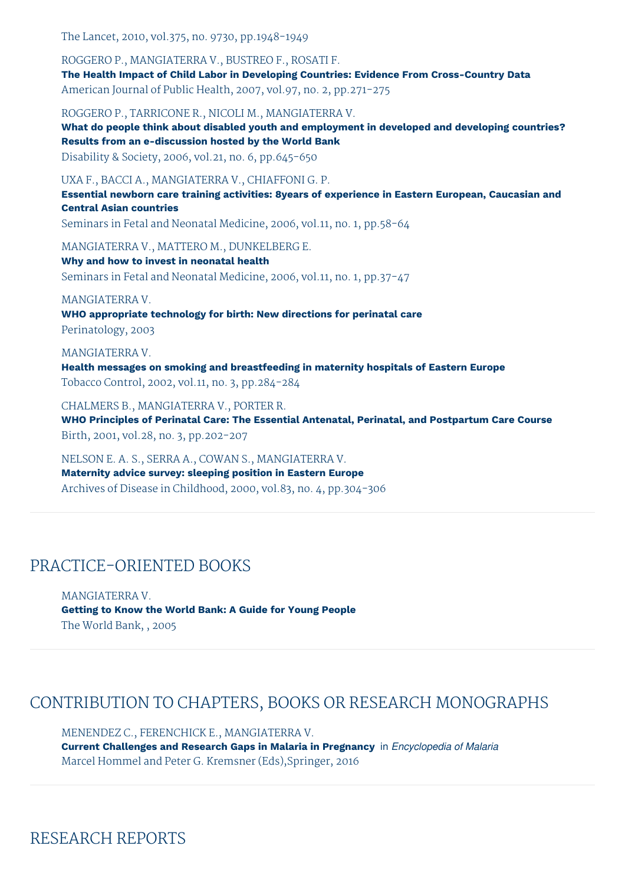The Lancet, 2010, vol.375, no. 9730, pp.1948-1949

ROGGERO P., MANGIATERRA V., BUSTREO F., ROSATI F.
**The Health Impact of Child Labor in Developing Countries: Evidence From Cross-Country Data**
American Journal of Public Health, 2007, vol.97, no. 2, pp.271-275

ROGGERO P., TARRICONE R., NICOLI M., MANGIATERRA V.
**What do people think about disabled youth and employment in developed and developing countries? Results from an e-discussion hosted by the World Bank**
Disability & Society, 2006, vol.21, no. 6, pp.645-650

UXA F., BACCI A., MANGIATERRA V., CHIAFFONI G. P.
**Essential newborn care training activities: 8years of experience in Eastern European, Caucasian and Central Asian countries**
Seminars in Fetal and Neonatal Medicine, 2006, vol.11, no. 1, pp.58-64

MANGIATERRA V., MATTERO M., DUNKELBERG E.
**Why and how to invest in neonatal health**
Seminars in Fetal and Neonatal Medicine, 2006, vol.11, no. 1, pp.37-47

MANGIATERRA V.
**WHO appropriate technology for birth: New directions for perinatal care**
Perinatology, 2003

MANGIATERRA V.
**Health messages on smoking and breastfeeding in maternity hospitals of Eastern Europe**
Tobacco Control, 2002, vol.11, no. 3, pp.284-284

CHALMERS B., MANGIATERRA V., PORTER R.
**WHO Principles of Perinatal Care: The Essential Antenatal, Perinatal, and Postpartum Care Course**
Birth, 2001, vol.28, no. 3, pp.202-207

NELSON E. A. S., SERRA A., COWAN S., MANGIATERRA V.
**Maternity advice survey: sleeping position in Eastern Europe**
Archives of Disease in Childhood, 2000, vol.83, no. 4, pp.304-306

## PRACTICE-ORIENTED BOOKS

MANGIATERRA V.
**Getting to Know the World Bank: A Guide for Young People**
The World Bank, , 2005

## CONTRIBUTION TO CHAPTERS, BOOKS OR RESEARCH MONOGRAPHS

MENENDEZ C., FERENCHICK E., MANGIATERRA V.
**Current Challenges and Research Gaps in Malaria in Pregnancy** in *Encyclopedia of Malaria*
Marcel Hommel and Peter G. Kremsner (Eds),Springer, 2016

## RESEARCH REPORTS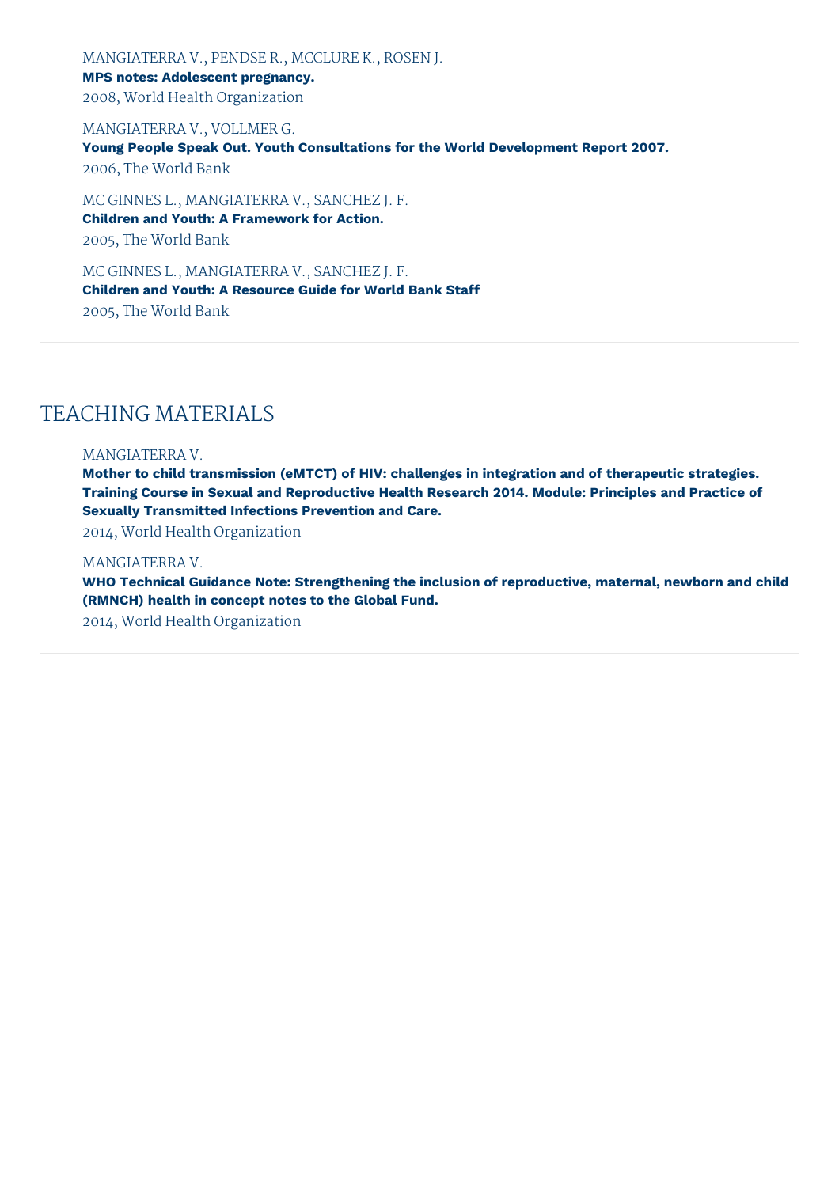MANGIATERRA V., PENDSE R., MCCLURE K., ROSEN J.
**MPS notes: Adolescent pregnancy.**
2008, World Health Organization

MANGIATERRA V., VOLLMER G.
**Young People Speak Out. Youth Consultations for the World Development Report 2007.**
2006, The World Bank

MC GINNES L., MANGIATERRA V., SANCHEZ J. F.
**Children and Youth: A Framework for Action.**
2005, The World Bank

MC GINNES L., MANGIATERRA V., SANCHEZ J. F.
**Children and Youth: A Resource Guide for World Bank Staff**
2005, The World Bank

## TEACHING MATERIALS

MANGIATERRA V.
**Mother to child transmission (eMTCT) of HIV: challenges in integration and of therapeutic strategies. Training Course in Sexual and Reproductive Health Research 2014. Module: Principles and Practice of Sexually Transmitted Infections Prevention and Care.**
2014, World Health Organization

MANGIATERRA V.
**WHO Technical Guidance Note: Strengthening the inclusion of reproductive, maternal, newborn and child (RMNCH) health in concept notes to the Global Fund.**
2014, World Health Organization